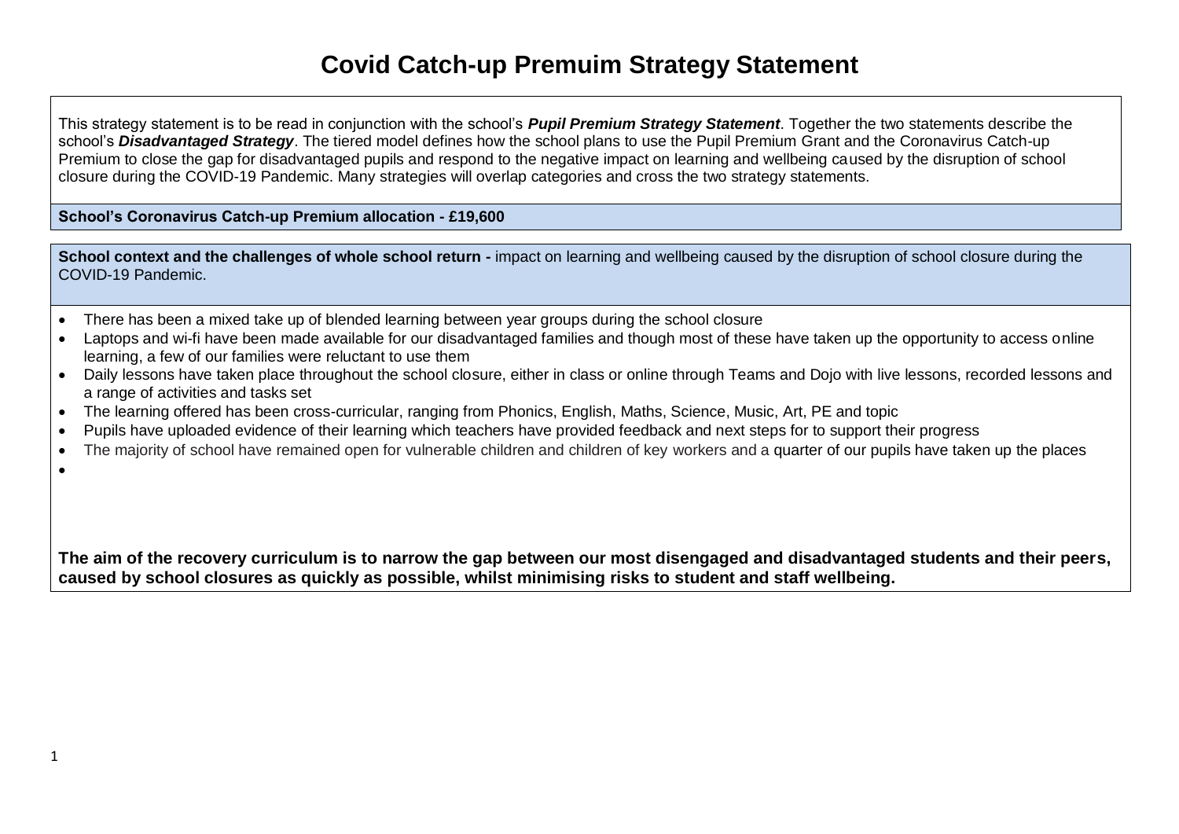# Covid Catch-up Premuim Strategy Statement

This strategy statement is to be read in conjunction with the school's ***Pupil Premium Strategy Statement***. Together the two statements describe the school's ***Disadvantaged Strategy***. The tiered model defines how the school plans to use the Pupil Premium Grant and the Coronavirus Catch-up Premium to close the gap for disadvantaged pupils and respond to the negative impact on learning and wellbeing caused by the disruption of school closure during the COVID-19 Pandemic. Many strategies will overlap categories and cross the two strategy statements.

**School's Coronavirus Catch-up Premium allocation - £19,600**

**School context and the challenges of whole school return -** impact on learning and wellbeing caused by the disruption of school closure during the COVID-19 Pandemic.

- There has been a mixed take up of blended learning between year groups during the school closure
- Laptops and wi-fi have been made available for our disadvantaged families and though most of these have taken up the opportunity to access online learning, a few of our families were reluctant to use them
- Daily lessons have taken place throughout the school closure, either in class or online through Teams and Dojo with live lessons, recorded lessons and a range of activities and tasks set
- The learning offered has been cross-curricular, ranging from Phonics, English, Maths, Science, Music, Art, PE and topic
- Pupils have uploaded evidence of their learning which teachers have provided feedback and next steps for to support their progress
- The majority of school have remained open for vulnerable children and children of key workers and a quarter of our pupils have taken up the places

**The aim of the recovery curriculum is to narrow the gap between our most disengaged and disadvantaged students and their peers, caused by school closures as quickly as possible, whilst minimising risks to student and staff wellbeing.**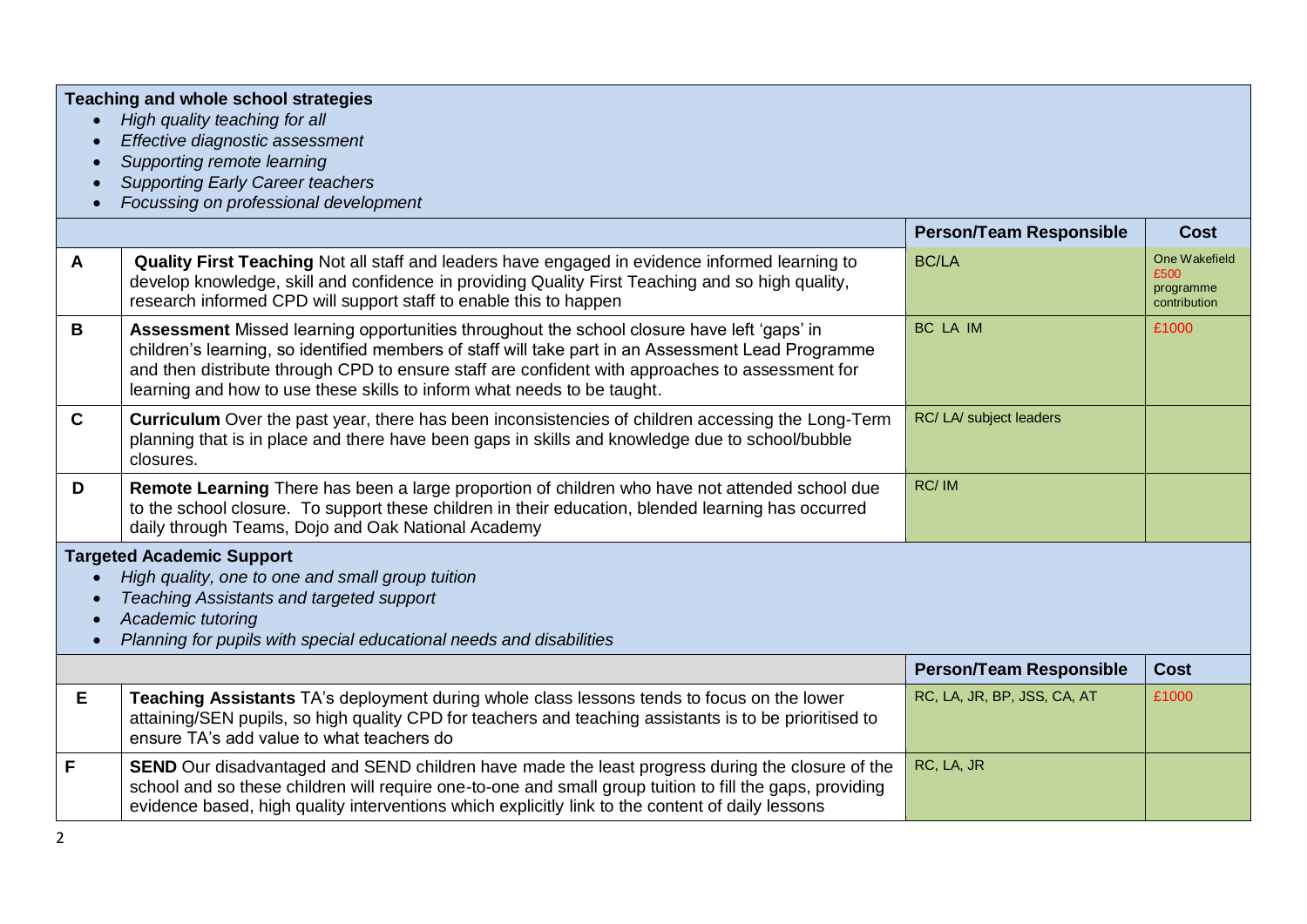| | Teaching and whole school strategies<br>• *High quality teaching for all*<br>• *Effective diagnostic assessment*<br>• *Supporting remote learning*<br>• *Supporting Early Career teachers*<br>• *Focussing on professional development* | | |
|---|---|---|---|
| | | **Person/Team Responsible** | **Cost** |
| **A** | **Quality First Teaching** Not all staff and leaders have engaged in evidence informed learning to develop knowledge, skill and confidence in providing Quality First Teaching and so high quality, research informed CPD will support staff to enable this to happen | BC/LA | One Wakefield £500 programme contribution |
| **B** | **Assessment** Missed learning opportunities throughout the school closure have left 'gaps' in children's learning, so identified members of staff will take part in an Assessment Lead Programme and then distribute through CPD to ensure staff are confident with approaches to assessment for learning and how to use these skills to inform what needs to be taught. | BC LA IM | £1000 |
| **C** | **Curriculum** Over the past year, there has been inconsistencies of children accessing the Long-Term planning that is in place and there have been gaps in skills and knowledge due to school/bubble closures. | RC/ LA/ subject leaders | |
| **D** | **Remote Learning** There has been a large proportion of children who have not attended school due to the school closure. To support these children in their education, blended learning has occurred daily through Teams, Dojo and Oak National Academy | RC/ IM | |
| | **Targeted Academic Support**<br>• *High quality, one to one and small group tuition*<br>• *Teaching Assistants and targeted support*<br>• *Academic tutoring*<br>• *Planning for pupils with special educational needs and disabilities* | | |
| | | **Person/Team Responsible** | **Cost** |
| **E** | **Teaching Assistants** TA's deployment during whole class lessons tends to focus on the lower attaining/SEN pupils, so high quality CPD for teachers and teaching assistants is to be prioritised to ensure TA's add value to what teachers do | RC, LA, JR, BP, JSS, CA, AT | £1000 |
| **F** | **SEND** Our disadvantaged and SEND children have made the least progress during the closure of the school and so these children will require one-to-one and small group tuition to fill the gaps, providing evidence based, high quality interventions which explicitly link to the content of daily lessons | RC, LA, JR | |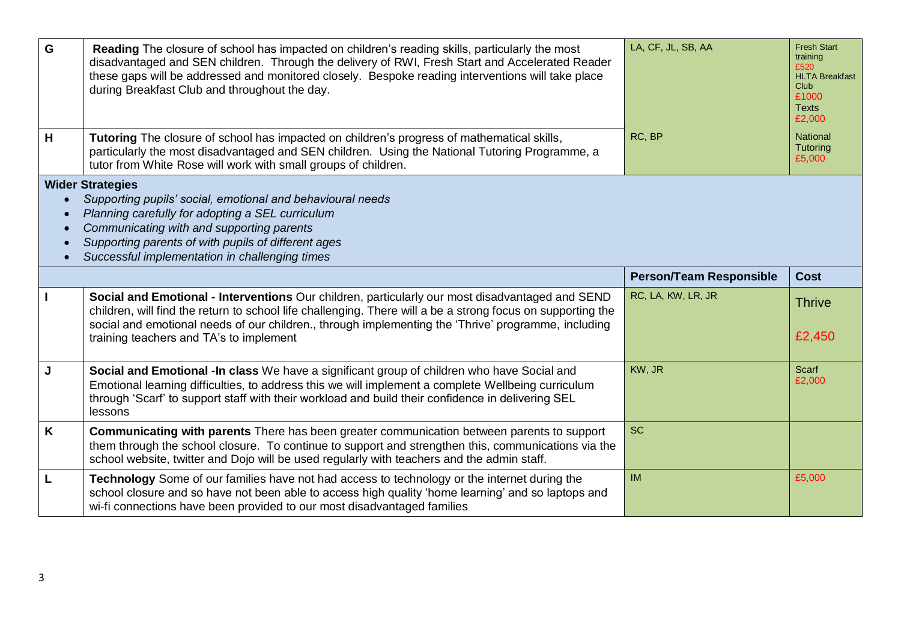| | | | |
|---|---|---|---|
| G | **Reading** The closure of school has impacted on children's reading skills, particularly the most disadvantaged and SEN children. Through the delivery of RWI, Fresh Start and Accelerated Reader these gaps will be addressed and monitored closely. Bespoke reading interventions will take place during Breakfast Club and throughout the day. | LA, CF, JL, SB, AA | Fresh Start training £520 HLTA Breakfast Club £1000 Texts £2,000 |
| H | **Tutoring** The closure of school has impacted on children's progress of mathematical skills, particularly the most disadvantaged and SEN children. Using the National Tutoring Programme, a tutor from White Rose will work with small groups of children. | RC, BP | National Tutoring £5,000 |

**Wider Strategies**

- *Supporting pupils' social, emotional and behavioural needs*
- *Planning carefully for adopting a SEL curriculum*
- *Communicating with and supporting parents*
- *Supporting parents of with pupils of different ages*
- *Successful implementation in challenging times*

| | | **Person/Team Responsible** | **Cost** |
|---|---|---|---|
| I | **Social and Emotional - Interventions** Our children, particularly our most disadvantaged and SEND children, will find the return to school life challenging. There will a be a strong focus on supporting the social and emotional needs of our children., through implementing the 'Thrive' programme, including training teachers and TA's to implement | RC, LA, KW, LR, JR | Thrive £2,450 |
| J | **Social and Emotional -In class** We have a significant group of children who have Social and Emotional learning difficulties, to address this we will implement a complete Wellbeing curriculum through 'Scarf' to support staff with their workload and build their confidence in delivering SEL lessons | KW, JR | Scarf £2,000 |
| K | **Communicating with parents** There has been greater communication between parents to support them through the school closure. To continue to support and strengthen this, communications via the school website, twitter and Dojo will be used regularly with teachers and the admin staff. | SC | |
| L | **Technology** Some of our families have not had access to technology or the internet during the school closure and so have not been able to access high quality 'home learning' and so laptops and wi-fi connections have been provided to our most disadvantaged families | IM | £5,000 |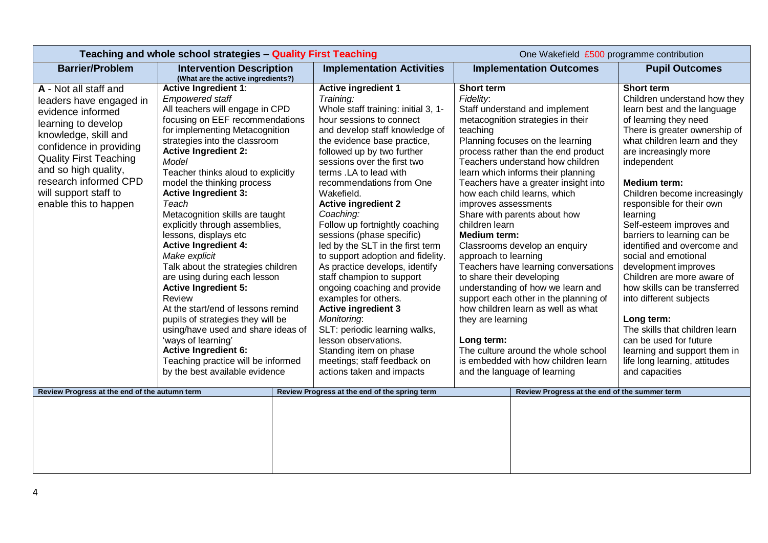| Teaching and whole school strategies – Quality First Teaching | | | One Wakefield £500 programme contribution | |
|---|---|---|---|---|
| **Barrier/Problem** | **Intervention Description** (What are the active ingredients?) | **Implementation Activities** | **Implementation Outcomes** | **Pupil Outcomes** |
| **A** - Not all staff and leaders have engaged in evidence informed learning to develop knowledge, skill and confidence in providing Quality First Teaching and so high quality, research informed CPD will support staff to enable this to happen | **Active Ingredient 1**: *Empowered staff* All teachers will engage in CPD focusing on EEF recommendations for implementing Metacognition strategies into the classroom **Active Ingredient 2:** *Model* Teacher thinks aloud to explicitly model the thinking process **Active Ingredient 3:** *Teach* Metacognition skills are taught explicitly through assemblies, lessons, displays etc **Active Ingredient 4:** *Make explicit* Talk about the strategies children are using during each lesson **Active Ingredient 5:** Review At the start/end of lessons remind pupils of strategies they will be using/have used and share ideas of 'ways of learning' **Active Ingredient 6:** Teaching practice will be informed by the best available evidence | **Active ingredient 1** *Training:* Whole staff training: initial 3, 1-hour sessions to connect and develop staff knowledge of the evidence base practice, followed up by two further sessions over the first two terms .LA to lead with recommendations from One Wakefield. **Active ingredient 2** *Coaching:* Follow up fortnightly coaching sessions (phase specific) led by the SLT in the first term to support adoption and fidelity. As practice develops, identify staff champion to support ongoing coaching and provide examples for others. **Active ingredient 3** *Monitoring*: SLT: periodic learning walks, lesson observations. Standing item on phase meetings; staff feedback on actions taken and impacts | **Short term** *Fidelity*: Staff understand and implement metacognition strategies in their teaching Planning focuses on the learning process rather than the end product Teachers understand how children learn which informs their planning Teachers have a greater insight into how each child learns, which improves assessments Share with parents about how children learn **Medium term:** Classrooms develop an enquiry approach to learning Teachers have learning conversations to share their developing understanding of how we learn and support each other in the planning of how children learn as well as what they are learning **Long term:** The culture around the whole school is embedded with how children learn and the language of learning | **Short term** Children understand how they learn best and the language of learning they need There is greater ownership of what children learn and they are increasingly more independent **Medium term:** Children become increasingly responsible for their own learning Self-esteem improves and barriers to learning can be identified and overcome and social and emotional development improves Children are more aware of how skills can be transferred into different subjects **Long term:** The skills that children learn can be used for future learning and support them in life long learning, attitudes and capacities |

| Review Progress at the end of the autumn term | Review Progress at the end of the spring term | Review Progress at the end of the summer term |
|---|---|---|
| | | |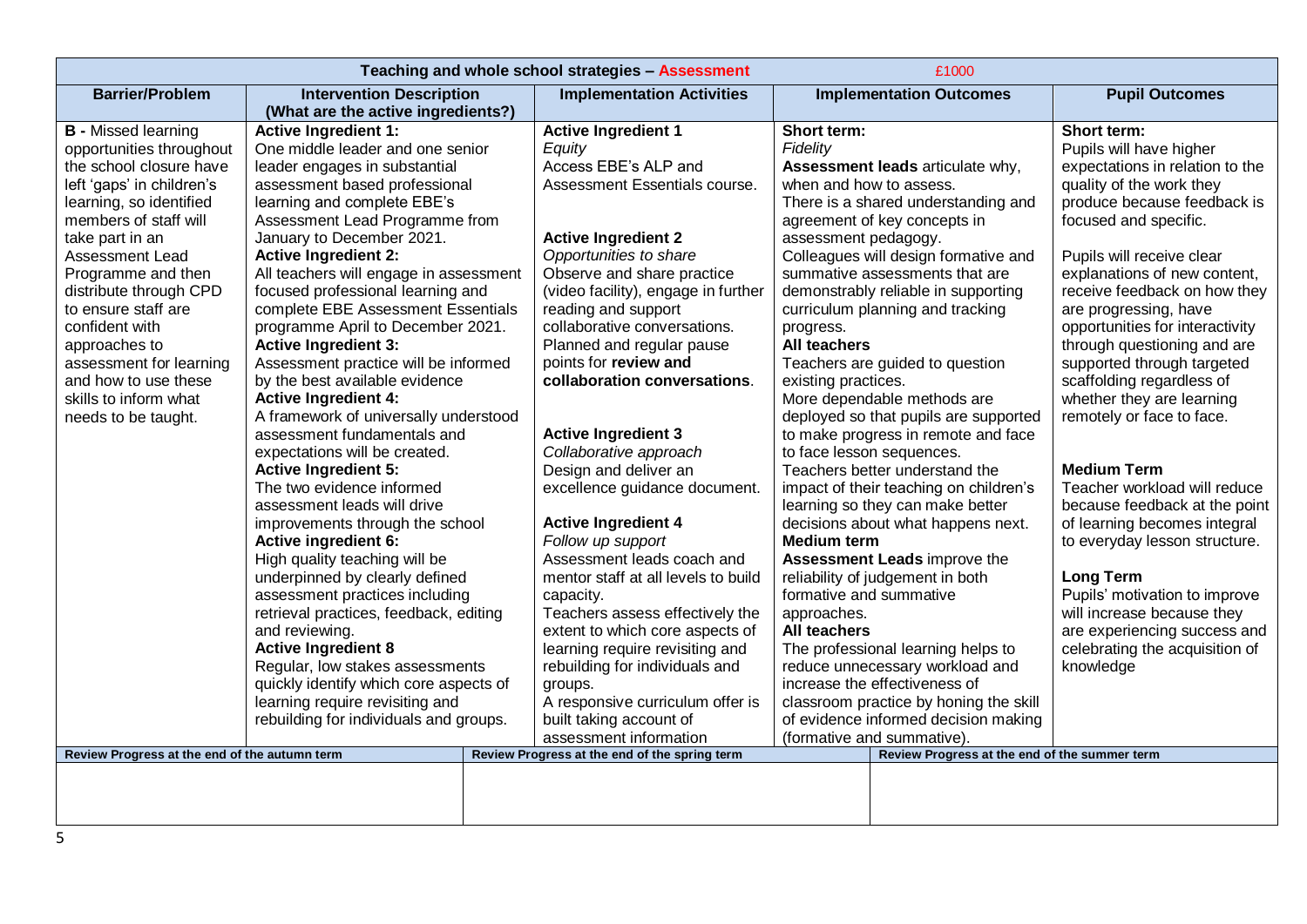| Teaching and whole school strategies – Assessment | | £1000 | | |
|---|---|---|---|---|
| **Barrier/Problem** | **Intervention Description (What are the active ingredients?)** | **Implementation Activities** | **Implementation Outcomes** | **Pupil Outcomes** |
| **B -** Missed learning opportunities throughout the school closure have left 'gaps' in children's learning, so identified members of staff will take part in an Assessment Lead Programme and then distribute through CPD to ensure staff are confident with approaches to assessment for learning and how to use these skills to inform what needs to be taught. | **Active Ingredient 1:**<br>One middle leader and one senior leader engages in substantial assessment based professional learning and complete EBE's Assessment Lead Programme from January to December 2021.<br>**Active Ingredient 2:**<br>All teachers will engage in assessment focused professional learning and complete EBE Assessment Essentials programme April to December 2021.<br>**Active Ingredient 3:**<br>Assessment practice will be informed by the best available evidence<br>**Active Ingredient 4:**<br>A framework of universally understood assessment fundamentals and expectations will be created.<br>**Active Ingredient 5:**<br>The two evidence informed assessment leads will drive improvements through the school<br>**Active ingredient 6:**<br>High quality teaching will be underpinned by clearly defined assessment practices including retrieval practices, feedback, editing and reviewing.<br>**Active Ingredient 8**<br>Regular, low stakes assessments quickly identify which core aspects of learning require revisiting and rebuilding for individuals and groups. | **Active Ingredient 1**<br>*Equity*<br>Access EBE's ALP and Assessment Essentials course.<br><br>**Active Ingredient 2**<br>*Opportunities to share*<br>Observe and share practice (video facility), engage in further reading and support collaborative conversations. Planned and regular pause points for **review and collaboration conversations**.<br><br>**Active Ingredient 3**<br>*Collaborative approach*<br>Design and deliver an excellence guidance document.<br><br>**Active Ingredient 4**<br>*Follow up support*<br>Assessment leads coach and mentor staff at all levels to build capacity.<br>Teachers assess effectively the extent to which core aspects of learning require revisiting and rebuilding for individuals and groups.<br>A responsive curriculum offer is built taking account of assessment information | **Short term:**<br>*Fidelity*<br>**Assessment leads** articulate why, when and how to assess.<br>There is a shared understanding and agreement of key concepts in assessment pedagogy.<br>Colleagues will design formative and summative assessments that are demonstrably reliable in supporting curriculum planning and tracking progress.<br>**All teachers**<br>Teachers are guided to question existing practices.<br>More dependable methods are deployed so that pupils are supported to make progress in remote and face to face lesson sequences.<br>Teachers better understand the impact of their teaching on children's learning so they can make better decisions about what happens next.<br>**Medium term**<br>**Assessment Leads** improve the reliability of judgement in both formative and summative approaches.<br>**All teachers**<br>The professional learning helps to reduce unnecessary workload and increase the effectiveness of classroom practice by honing the skill of evidence informed decision making (formative and summative). | **Short term:**<br>Pupils will have higher expectations in relation to the quality of the work they produce because feedback is focused and specific.<br><br>Pupils will receive clear explanations of new content, receive feedback on how they are progressing, have opportunities for interactivity through questioning and are supported through targeted scaffolding regardless of whether they are learning remotely or face to face.<br><br>**Medium Term**<br>Teacher workload will reduce because feedback at the point of learning becomes integral to everyday lesson structure.<br><br>**Long Term**<br>Pupils' motivation to improve will increase because they are experiencing success and celebrating the acquisition of knowledge |

| Review Progress at the end of the autumn term | Review Progress at the end of the spring term | Review Progress at the end of the summer term |
|---|---|---|
| | | |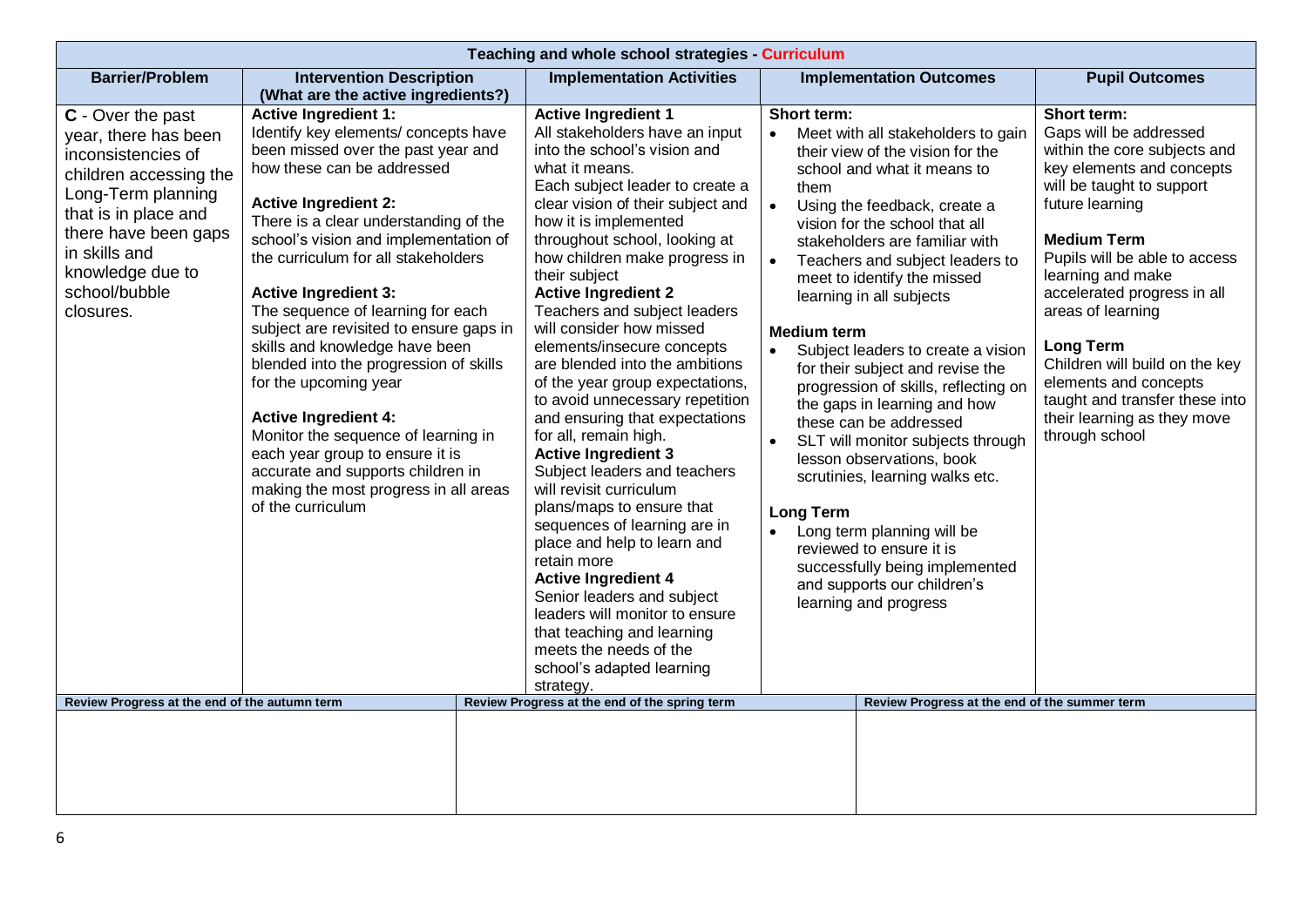| Teaching and whole school strategies - Curriculum | | | | |
|---|---|---|---|---|
| **Barrier/Problem** | **Intervention Description (What are the active ingredients?)** | **Implementation Activities** | **Implementation Outcomes** | **Pupil Outcomes** |
| **C** - Over the past year, there has been inconsistencies of children accessing the Long-Term planning that is in place and there have been gaps in skills and knowledge due to school/bubble closures. | **Active Ingredient 1:**<br>Identify key elements/ concepts have been missed over the past year and how these can be addressed<br><br>**Active Ingredient 2:**<br>There is a clear understanding of the school's vision and implementation of the curriculum for all stakeholders<br><br>**Active Ingredient 3:**<br>The sequence of learning for each subject are revisited to ensure gaps in skills and knowledge have been blended into the progression of skills for the upcoming year<br><br>**Active Ingredient 4:**<br>Monitor the sequence of learning in each year group to ensure it is accurate and supports children in making the most progress in all areas of the curriculum | **Active Ingredient 1**<br>All stakeholders have an input into the school's vision and what it means.<br>Each subject leader to create a clear vision of their subject and how it is implemented throughout school, looking at how children make progress in their subject<br>**Active Ingredient 2**<br>Teachers and subject leaders will consider how missed elements/insecure concepts are blended into the ambitions of the year group expectations, to avoid unnecessary repetition and ensuring that expectations for all, remain high.<br>**Active Ingredient 3**<br>Subject leaders and teachers will revisit curriculum plans/maps to ensure that sequences of learning are in place and help to learn and retain more<br>**Active Ingredient 4**<br>Senior leaders and subject leaders will monitor to ensure that teaching and learning meets the needs of the school's adapted learning strategy. | **Short term:**<br>• Meet with all stakeholders to gain their view of the vision for the school and what it means to them<br>• Using the feedback, create a vision for the school that all stakeholders are familiar with<br>• Teachers and subject leaders to meet to identify the missed learning in all subjects<br><br>**Medium term**<br>• Subject leaders to create a vision for their subject and revise the progression of skills, reflecting on the gaps in learning and how these can be addressed<br>• SLT will monitor subjects through lesson observations, book scrutinies, learning walks etc.<br><br>**Long Term**<br>• Long term planning will be reviewed to ensure it is successfully being implemented and supports our children's learning and progress | **Short term:**<br>Gaps will be addressed within the core subjects and key elements and concepts will be taught to support future learning<br><br>**Medium Term**<br>Pupils will be able to access learning and make accelerated progress in all areas of learning<br><br>**Long Term**<br>Children will build on the key elements and concepts taught and transfer these into their learning as they move through school |

| Review Progress at the end of the autumn term | Review Progress at the end of the spring term | Review Progress at the end of the summer term |
|---|---|---|
| | | |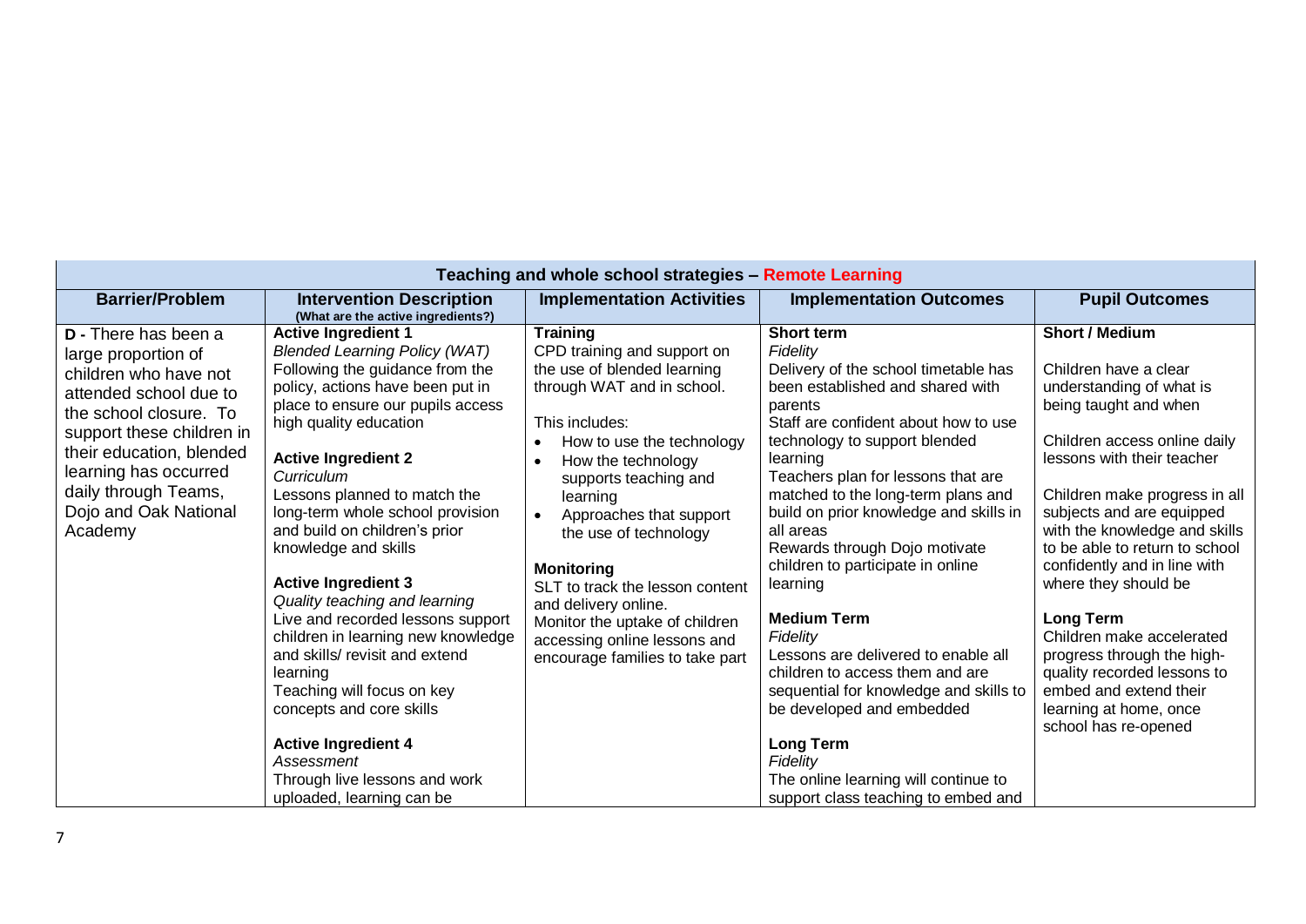| Teaching and whole school strategies – Remote Learning | | | | |
|---|---|---|---|---|
| **Barrier/Problem** | **Intervention Description** (What are the active ingredients?) | **Implementation Activities** | **Implementation Outcomes** | **Pupil Outcomes** |
| **D -** There has been a large proportion of children who have not attended school due to the school closure. To support these children in their education, blended learning has occurred daily through Teams, Dojo and Oak National Academy | **Active Ingredient 1**<br>*Blended Learning Policy (WAT)*<br>Following the guidance from the policy, actions have been put in place to ensure our pupils access high quality education<br><br>**Active Ingredient 2**<br>*Curriculum*<br>Lessons planned to match the long-term whole school provision and build on children's prior knowledge and skills<br><br>**Active Ingredient 3**<br>*Quality teaching and learning*<br>Live and recorded lessons support children in learning new knowledge and skills/ revisit and extend learning<br>Teaching will focus on key concepts and core skills<br><br>**Active Ingredient 4**<br>*Assessment*<br>Through live lessons and work uploaded, learning can be | **Training**<br>CPD training and support on the use of blended learning through WAT and in school.<br><br>This includes:<br>• How to use the technology<br>• How the technology supports teaching and learning<br>• Approaches that support the use of technology<br><br>**Monitoring**<br>SLT to track the lesson content and delivery online.<br>Monitor the uptake of children accessing online lessons and encourage families to take part | **Short term**<br>*Fidelity*<br>Delivery of the school timetable has been established and shared with parents<br>Staff are confident about how to use technology to support blended learning<br>Teachers plan for lessons that are matched to the long-term plans and build on prior knowledge and skills in all areas<br>Rewards through Dojo motivate children to participate in online learning<br><br>**Medium Term**<br>*Fidelity*<br>Lessons are delivered to enable all children to access them and are sequential for knowledge and skills to be developed and embedded<br><br>**Long Term**<br>*Fidelity*<br>The online learning will continue to support class teaching to embed and | **Short / Medium**<br><br>Children have a clear understanding of what is being taught and when<br><br>Children access online daily lessons with their teacher<br><br>Children make progress in all subjects and are equipped with the knowledge and skills to be able to return to school confidently and in line with where they should be<br><br>**Long Term**<br>Children make accelerated progress through the high-quality recorded lessons to embed and extend their learning at home, once school has re-opened |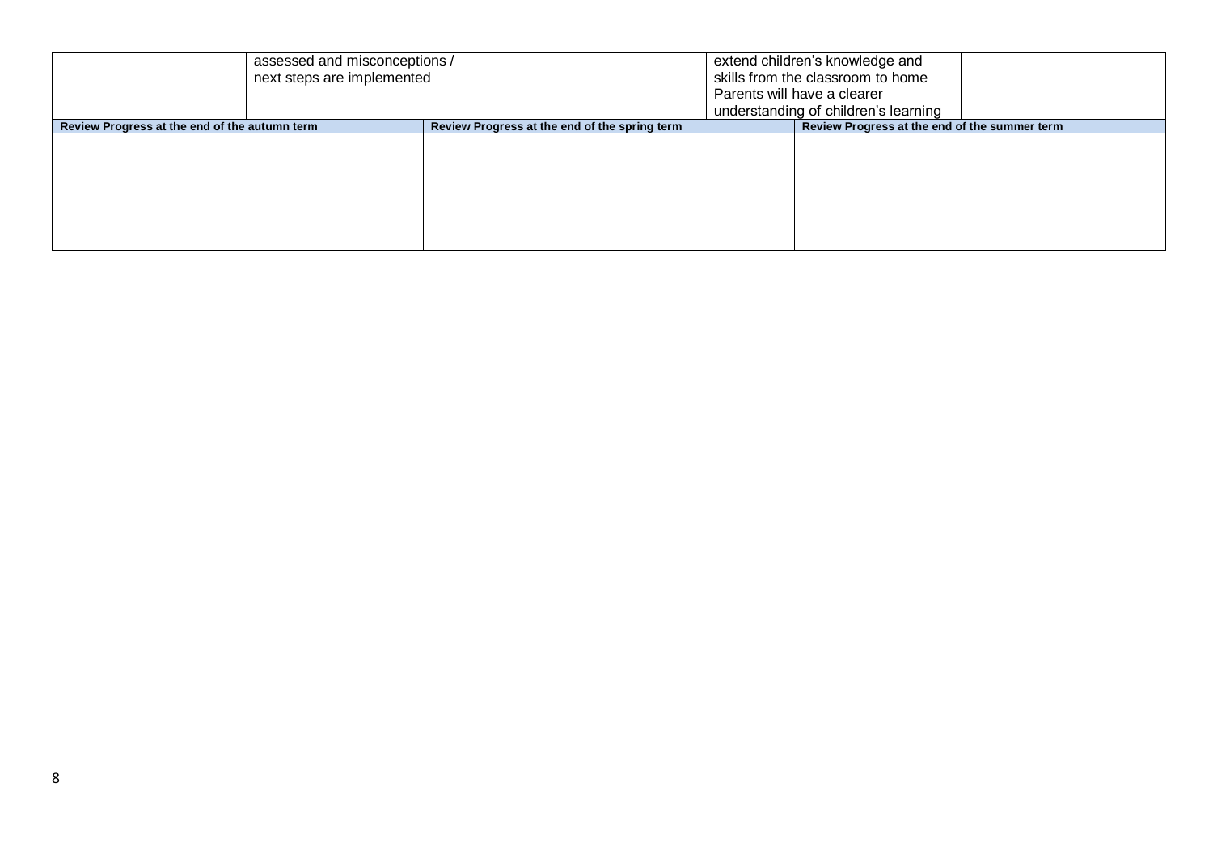| | assessed and misconceptions / next steps are implemented | | extend children's knowledge and skills from the classroom to home Parents will have a clearer understanding of children's learning | |
|---|---|---|---|---|

| Review Progress at the end of the autumn term | Review Progress at the end of the spring term | Review Progress at the end of the summer term |
|---|---|---|
| | | |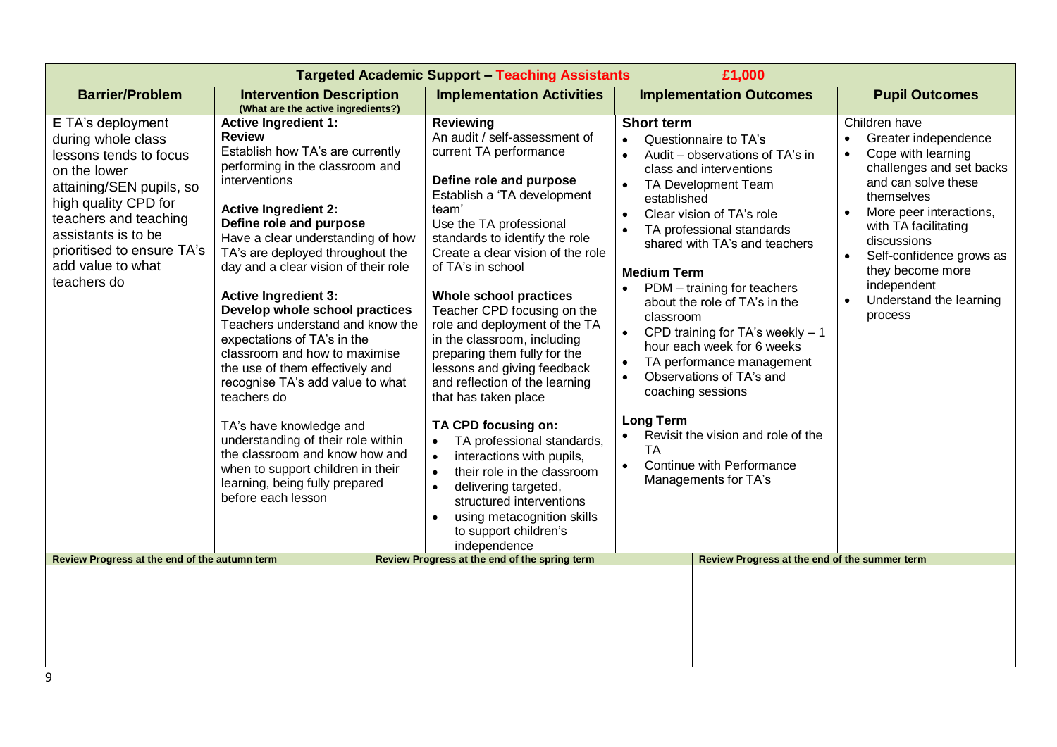| Targeted Academic Support – Teaching Assistants £1,000 | | | | |
|---|---|---|---|---|
| **Barrier/Problem** | **Intervention Description** (What are the active ingredients?) | **Implementation Activities** | **Implementation Outcomes** | **Pupil Outcomes** |
| **E** TA's deployment during whole class lessons tends to focus on the lower attaining/SEN pupils, so high quality CPD for teachers and teaching assistants is to be prioritised to ensure TA's add value to what teachers do | **Active Ingredient 1:** **Review** Establish how TA's are currently performing in the classroom and interventions<br><br>**Active Ingredient 2:** **Define role and purpose** Have a clear understanding of how TA's are deployed throughout the day and a clear vision of their role<br><br>**Active Ingredient 3:** **Develop whole school practices** Teachers understand and know the expectations of TA's in the classroom and how to maximise the use of them effectively and recognise TA's add value to what teachers do<br><br>TA's have knowledge and understanding of their role within the classroom and know how and when to support children in their learning, being fully prepared before each lesson | **Reviewing** An audit / self-assessment of current TA performance<br><br>**Define role and purpose** Establish a 'TA development team' Use the TA professional standards to identify the role Create a clear vision of the role of TA's in school<br><br>**Whole school practices** Teacher CPD focusing on the role and deployment of the TA in the classroom, including preparing them fully for the lessons and giving feedback and reflection of the learning that has taken place<br><br>**TA CPD focusing on:**<br>• TA professional standards,<br>• interactions with pupils,<br>• their role in the classroom<br>• delivering targeted, structured interventions<br>• using metacognition skills to support children's independence | **Short term**<br>• Questionnaire to TA's<br>• Audit – observations of TA's in class and interventions<br>• TA Development Team established<br>• Clear vision of TA's role<br>• TA professional standards shared with TA's and teachers<br><br>**Medium Term**<br>• PDM – training for teachers about the role of TA's in the classroom<br>• CPD training for TA's weekly – 1 hour each week for 6 weeks<br>• TA performance management<br>• Observations of TA's and coaching sessions<br><br>**Long Term**<br>• Revisit the vision and role of the TA<br>• Continue with Performance Managements for TA's | Children have<br>• Greater independence<br>• Cope with learning challenges and set backs and can solve these themselves<br>• More peer interactions, with TA facilitating discussions<br>• Self-confidence grows as they become more independent<br>• Understand the learning process |

| Review Progress at the end of the autumn term | Review Progress at the end of the spring term | Review Progress at the end of the summer term |
|---|---|---|
| | | |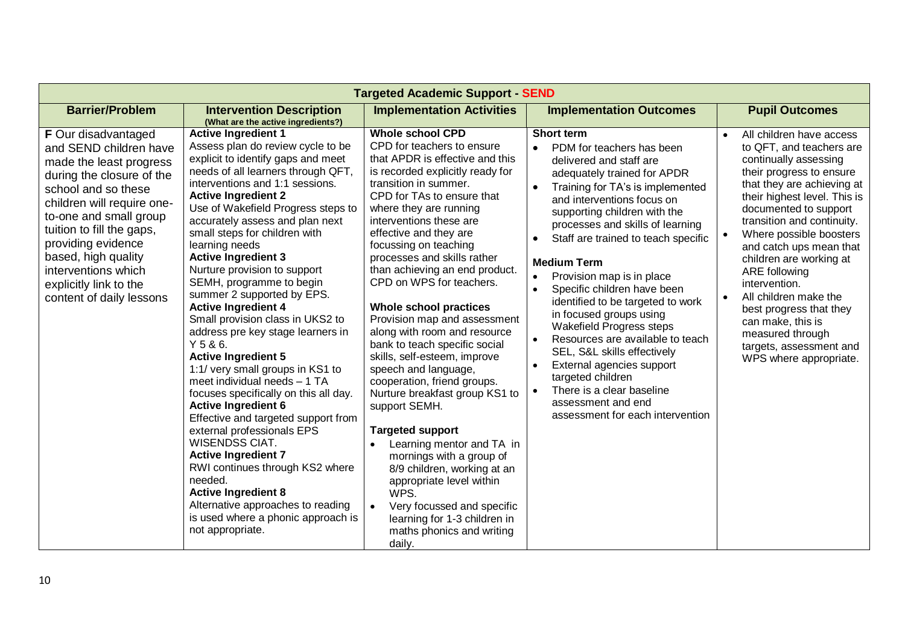| Targeted Academic Support - SEND | | | | |
|---|---|---|---|---|
| **Barrier/Problem** | **Intervention Description** (What are the active ingredients?) | **Implementation Activities** | **Implementation Outcomes** | **Pupil Outcomes** |
| **F** Our disadvantaged and SEND children have made the least progress during the closure of the school and so these children will require one-to-one and small group tuition to fill the gaps, providing evidence based, high quality interventions which explicitly link to the content of daily lessons | **Active Ingredient 1**<br>Assess plan do review cycle to be explicit to identify gaps and meet needs of all learners through QFT, interventions and 1:1 sessions.<br>**Active Ingredient 2**<br>Use of Wakefield Progress steps to accurately assess and plan next small steps for children with learning needs<br>**Active Ingredient 3**<br>Nurture provision to support SEMH, programme to begin summer 2 supported by EPS.<br>**Active Ingredient 4**<br>Small provision class in UKS2 to address pre key stage learners in Y 5 & 6.<br>**Active Ingredient 5**<br>1:1/ very small groups in KS1 to meet individual needs – 1 TA focuses specifically on this all day.<br>**Active Ingredient 6**<br>Effective and targeted support from external professionals EPS WISENDSS CIAT.<br>**Active Ingredient 7**<br>RWI continues through KS2 where needed.<br>**Active Ingredient 8**<br>Alternative approaches to reading is used where a phonic approach is not appropriate. | **Whole school CPD**<br>CPD for teachers to ensure that APDR is effective and this is recorded explicitly ready for transition in summer.<br>CPD for TAs to ensure that where they are running interventions these are effective and they are focussing on teaching processes and skills rather than achieving an end product.<br>CPD on WPS for teachers.<br><br>**Whole school practices**<br>Provision map and assessment along with room and resource bank to teach specific social skills, self-esteem, improve speech and language, cooperation, friend groups.<br>Nurture breakfast group KS1 to support SEMH.<br><br>**Targeted support**<br>• Learning mentor and TA in mornings with a group of 8/9 children, working at an appropriate level within WPS.<br>• Very focussed and specific learning for 1-3 children in maths phonics and writing daily. | **Short term**<br>• PDM for teachers has been delivered and staff are adequately trained for APDR<br>• Training for TA's is implemented and interventions focus on supporting children with the processes and skills of learning<br>• Staff are trained to teach specific<br><br>**Medium Term**<br>• Provision map is in place<br>• Specific children have been identified to be targeted to work in focused groups using Wakefield Progress steps<br>• Resources are available to teach SEL, S&L skills effectively<br>• External agencies support targeted children<br>• There is a clear baseline assessment and end assessment for each intervention | • All children have access to QFT, and teachers are continually assessing their progress to ensure that they are achieving at their highest level. This is documented to support transition and continuity.<br>• Where possible boosters and catch ups mean that children are working at ARE following intervention.<br>• All children make the best progress that they can make, this is measured through targets, assessment and WPS where appropriate. |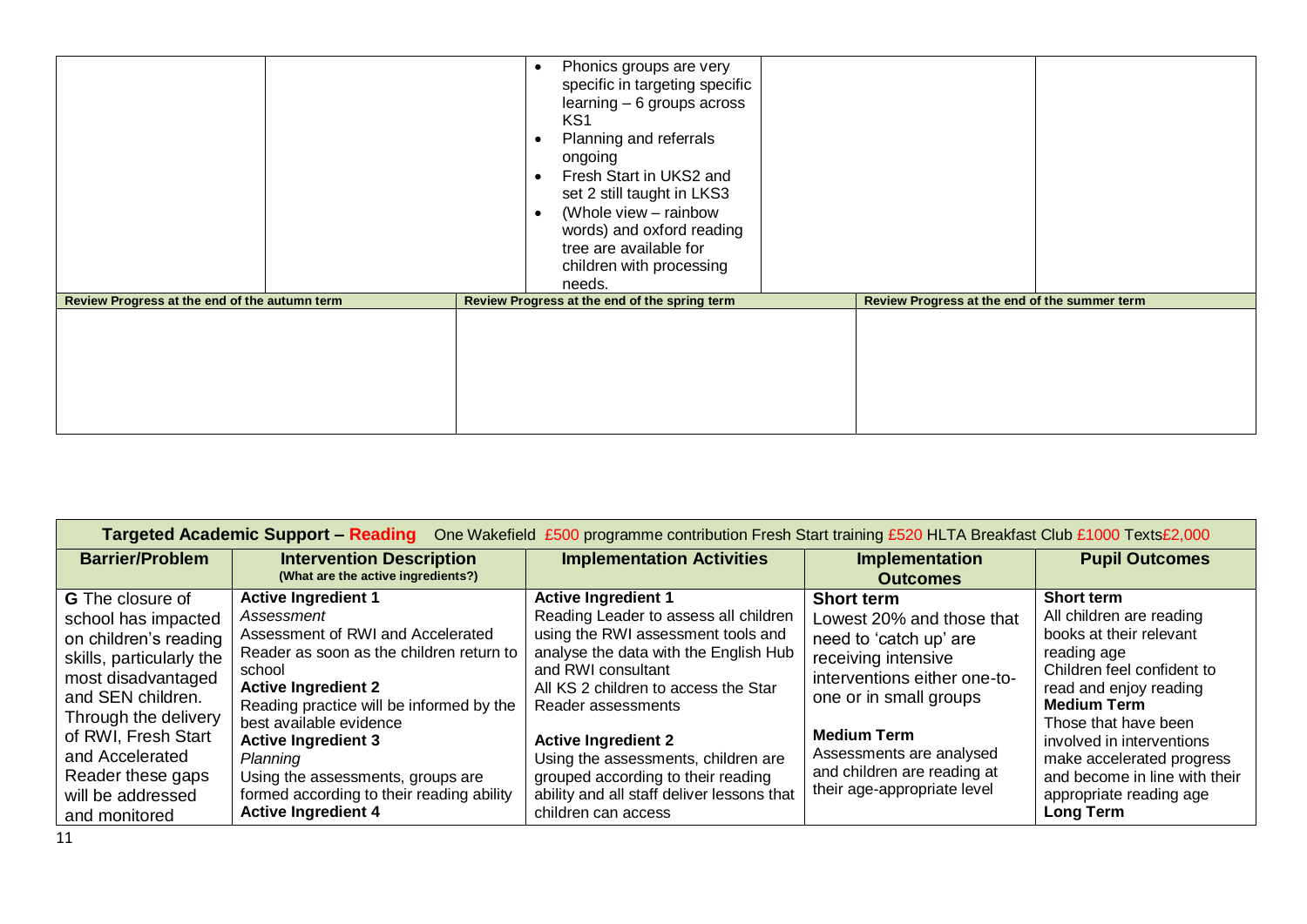| | | | | |
|---|---|---|---|---|
| | | • Phonics groups are very specific in targeting specific learning – 6 groups across KS1<br>• Planning and referrals ongoing<br>• Fresh Start in UKS2 and set 2 still taught in LKS3<br>• (Whole view – rainbow words) and oxford reading tree are available for children with processing needs. | | |

| Review Progress at the end of the autumn term | Review Progress at the end of the spring term | Review Progress at the end of the summer term |
|---|---|---|
| | | |

| **Targeted Academic Support – Reading** One Wakefield £500 programme contribution Fresh Start training £520 HLTA Breakfast Club £1000 Texts£2,000 | | | | |
|---|---|---|---|---|
| **Barrier/Problem** | **Intervention Description** (What are the active ingredients?) | **Implementation Activities** | **Implementation Outcomes** | **Pupil Outcomes** |
| **G** The closure of school has impacted on children's reading skills, particularly the most disadvantaged and SEN children. Through the delivery of RWI, Fresh Start and Accelerated Reader these gaps will be addressed and monitored | **Active Ingredient 1**<br>*Assessment*<br>Assessment of RWI and Accelerated Reader as soon as the children return to school<br>**Active Ingredient 2**<br>Reading practice will be informed by the best available evidence<br>**Active Ingredient 3**<br>*Planning*<br>Using the assessments, groups are formed according to their reading ability<br>**Active Ingredient 4** | **Active Ingredient 1**<br>Reading Leader to assess all children using the RWI assessment tools and analyse the data with the English Hub and RWI consultant<br>All KS 2 children to access the Star Reader assessments<br><br>**Active Ingredient 2**<br>Using the assessments, children are grouped according to their reading ability and all staff deliver lessons that children can access | **Short term**<br>Lowest 20% and those that need to 'catch up' are receiving intensive interventions either one-to-one or in small groups<br><br>**Medium Term**<br>Assessments are analysed and children are reading at their age-appropriate level | **Short term**<br>All children are reading books at their relevant reading age<br>Children feel confident to read and enjoy reading<br>**Medium Term**<br>Those that have been involved in interventions make accelerated progress and become in line with their appropriate reading age<br>**Long Term** |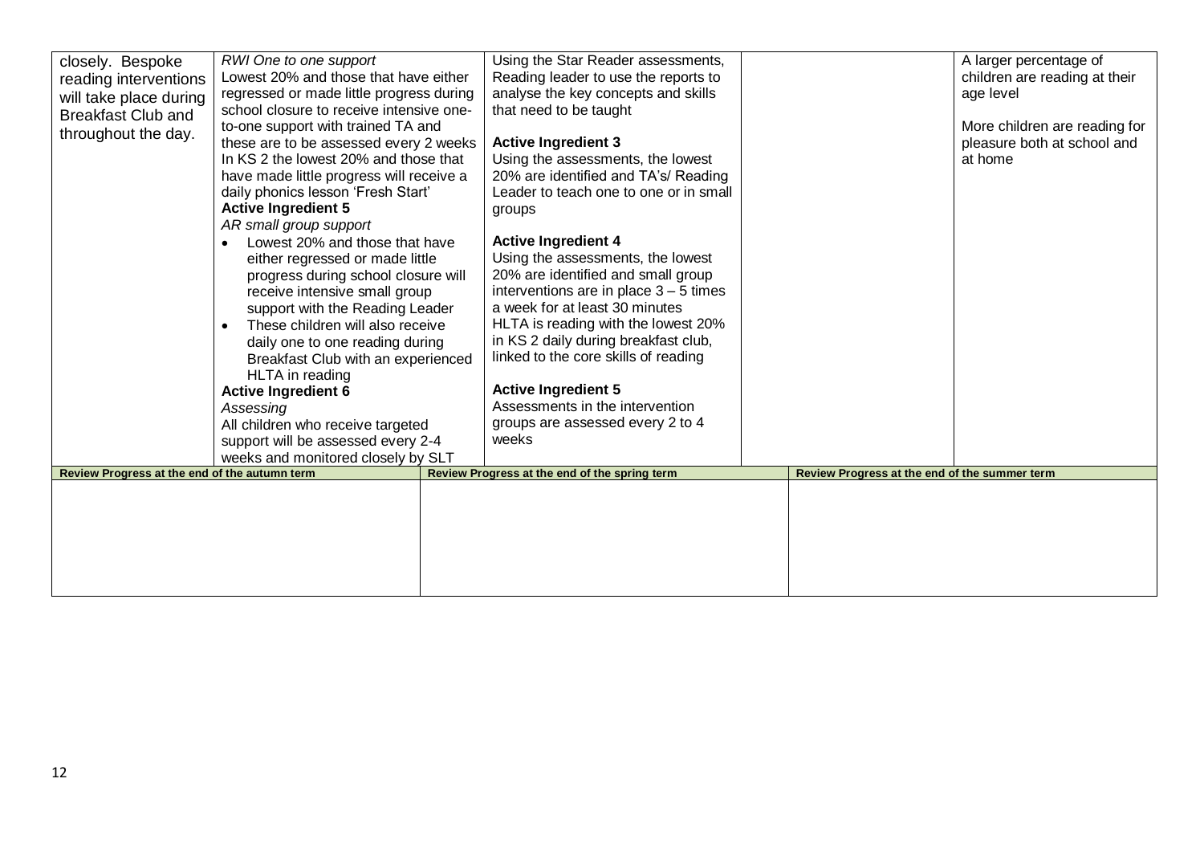| | | | | |
|---|---|---|---|---|
| closely. Bespoke reading interventions will take place during Breakfast Club and throughout the day. | *RWI One to one support*<br>Lowest 20% and those that have either regressed or made little progress during school closure to receive intensive one-to-one support with trained TA and these are to be assessed every 2 weeks<br>In KS 2 the lowest 20% and those that have made little progress will receive a daily phonics lesson 'Fresh Start'<br>**Active Ingredient 5**<br>*AR small group support*<br>• Lowest 20% and those that have either regressed or made little progress during school closure will receive intensive small group support with the Reading Leader<br>• These children will also receive daily one to one reading during Breakfast Club with an experienced HLTA in reading<br>**Active Ingredient 6**<br>*Assessing*<br>All children who receive targeted support will be assessed every 2-4 weeks and monitored closely by SLT | Using the Star Reader assessments, Reading leader to use the reports to analyse the key concepts and skills that need to be taught<br><br>**Active Ingredient 3**<br>Using the assessments, the lowest 20% are identified and TA's/ Reading Leader to teach one to one or in small groups<br><br>**Active Ingredient 4**<br>Using the assessments, the lowest 20% are identified and small group interventions are in place 3 – 5 times a week for at least 30 minutes<br>HLTA is reading with the lowest 20% in KS 2 daily during breakfast club, linked to the core skills of reading<br><br>**Active Ingredient 5**<br>Assessments in the intervention groups are assessed every 2 to 4 weeks | | A larger percentage of children are reading at their age level<br><br>More children are reading for pleasure both at school and at home |

| Review Progress at the end of the autumn term | Review Progress at the end of the spring term | Review Progress at the end of the summer term |
|---|---|---|
| | | |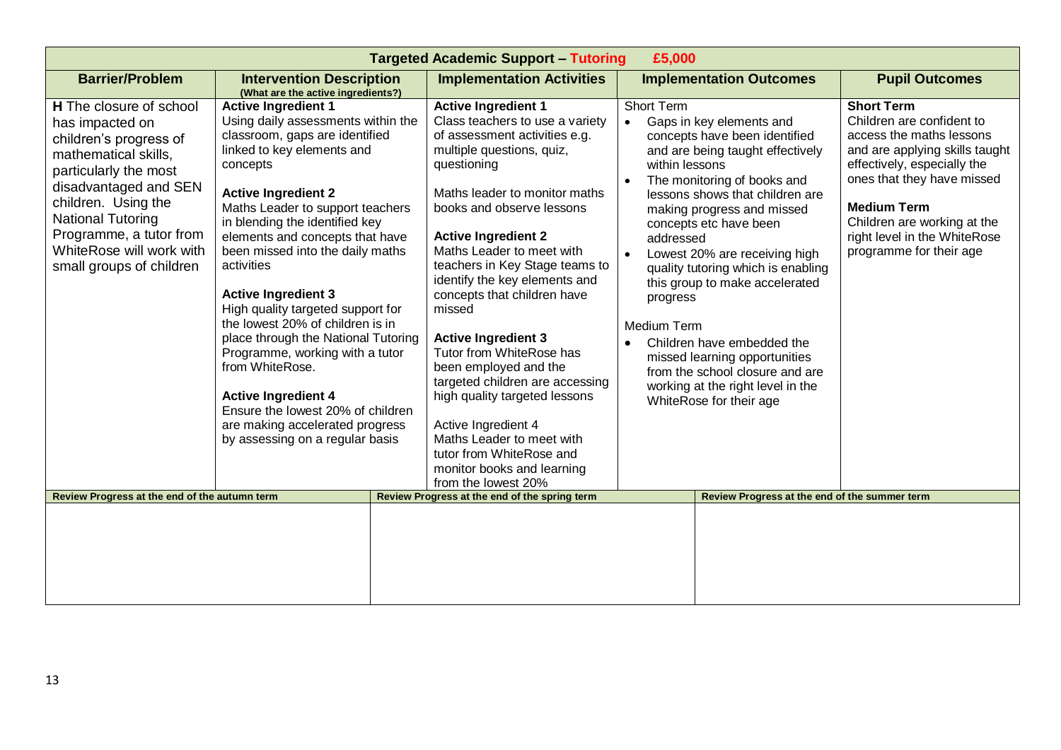| Targeted Academic Support – Tutoring £5,000 | | | | |
|---|---|---|---|---|
| **Barrier/Problem** | **Intervention Description** (What are the active ingredients?) | **Implementation Activities** | **Implementation Outcomes** | **Pupil Outcomes** |
| **H** The closure of school has impacted on children's progress of mathematical skills, particularly the most disadvantaged and SEN children. Using the National Tutoring Programme, a tutor from WhiteRose will work with small groups of children | **Active Ingredient 1**<br>Using daily assessments within the classroom, gaps are identified linked to key elements and concepts<br><br>**Active Ingredient 2**<br>Maths Leader to support teachers in blending the identified key elements and concepts that have been missed into the daily maths activities<br><br>**Active Ingredient 3**<br>High quality targeted support for the lowest 20% of children is in place through the National Tutoring Programme, working with a tutor from WhiteRose.<br><br>**Active Ingredient 4**<br>Ensure the lowest 20% of children are making accelerated progress by assessing on a regular basis | **Active Ingredient 1**<br>Class teachers to use a variety of assessment activities e.g. multiple questions, quiz, questioning<br><br>Maths leader to monitor maths books and observe lessons<br><br>**Active Ingredient 2**<br>Maths Leader to meet with teachers in Key Stage teams to identify the key elements and concepts that children have missed<br><br>**Active Ingredient 3**<br>Tutor from WhiteRose has been employed and the targeted children are accessing high quality targeted lessons<br><br>Active Ingredient 4<br>Maths Leader to meet with tutor from WhiteRose and monitor books and learning from the lowest 20% | Short Term<br>• Gaps in key elements and concepts have been identified and are being taught effectively within lessons<br>• The monitoring of books and lessons shows that children are making progress and missed concepts etc have been addressed<br>• Lowest 20% are receiving high quality tutoring which is enabling this group to make accelerated progress<br><br>Medium Term<br>• Children have embedded the missed learning opportunities from the school closure and are working at the right level in the WhiteRose for their age | **Short Term**<br>Children are confident to access the maths lessons and are applying skills taught effectively, especially the ones that they have missed<br><br>**Medium Term**<br>Children are working at the right level in the WhiteRose programme for their age |

| Review Progress at the end of the autumn term | Review Progress at the end of the spring term | Review Progress at the end of the summer term |
|---|---|---|
| | | |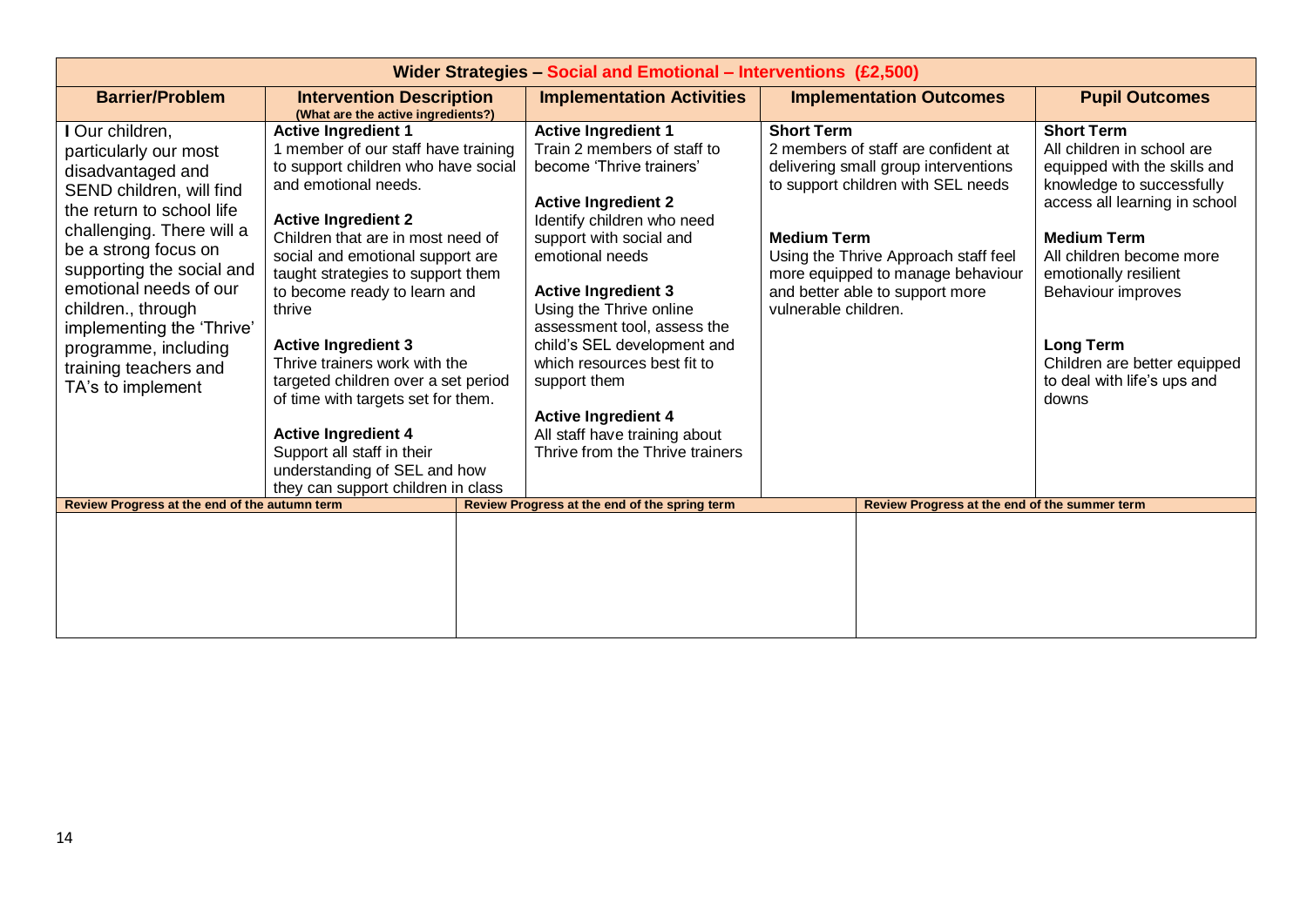| Wider Strategies – Social and Emotional – Interventions (£2,500) | | | | |
|---|---|---|---|---|
| **Barrier/Problem** | **Intervention Description** (What are the active ingredients?) | **Implementation Activities** | **Implementation Outcomes** | **Pupil Outcomes** |
| I Our children, particularly our most disadvantaged and SEND children, will find the return to school life challenging. There will a be a strong focus on supporting the social and emotional needs of our children., through implementing the 'Thrive' programme, including training teachers and TA's to implement | **Active Ingredient 1**<br>1 member of our staff have training to support children who have social and emotional needs.<br><br>**Active Ingredient 2**<br>Children that are in most need of social and emotional support are taught strategies to support them to become ready to learn and thrive<br><br>**Active Ingredient 3**<br>Thrive trainers work with the targeted children over a set period of time with targets set for them.<br><br>**Active Ingredient 4**<br>Support all staff in their understanding of SEL and how they can support children in class | **Active Ingredient 1**<br>Train 2 members of staff to become 'Thrive trainers'<br><br>**Active Ingredient 2**<br>Identify children who need support with social and emotional needs<br><br>**Active Ingredient 3**<br>Using the Thrive online assessment tool, assess the child's SEL development and which resources best fit to support them<br><br>**Active Ingredient 4**<br>All staff have training about Thrive from the Thrive trainers | **Short Term**<br>2 members of staff are confident at delivering small group interventions to support children with SEL needs<br><br>**Medium Term**<br>Using the Thrive Approach staff feel more equipped to manage behaviour and better able to support more vulnerable children. | **Short Term**<br>All children in school are equipped with the skills and knowledge to successfully access all learning in school<br><br>**Medium Term**<br>All children become more emotionally resilient<br>Behaviour improves<br><br>**Long Term**<br>Children are better equipped to deal with life's ups and downs |

| Review Progress at the end of the autumn term | Review Progress at the end of the spring term | Review Progress at the end of the summer term |
|---|---|---|
| | | |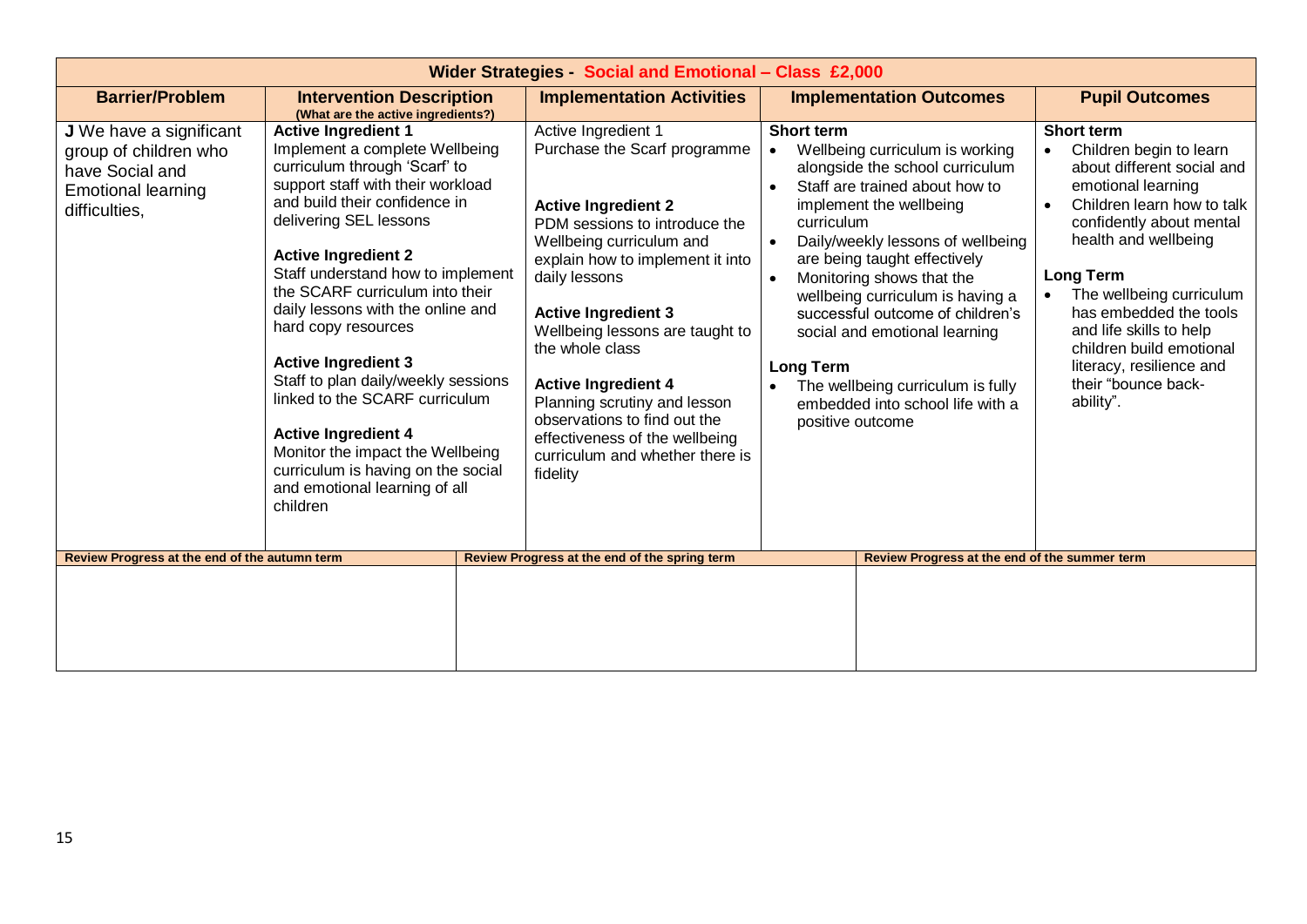| Wider Strategies - Social and Emotional – Class £2,000 | | | | |
|---|---|---|---|---|
| **Barrier/Problem** | **Intervention Description** (What are the active ingredients?) | **Implementation Activities** | **Implementation Outcomes** | **Pupil Outcomes** |
| **J** We have a significant group of children who have Social and Emotional learning difficulties, | **Active Ingredient 1**<br>Implement a complete Wellbeing curriculum through 'Scarf' to support staff with their workload and build their confidence in delivering SEL lessons<br><br>**Active Ingredient 2**<br>Staff understand how to implement the SCARF curriculum into their daily lessons with the online and hard copy resources<br><br>**Active Ingredient 3**<br>Staff to plan daily/weekly sessions linked to the SCARF curriculum<br><br>**Active Ingredient 4**<br>Monitor the impact the Wellbeing curriculum is having on the social and emotional learning of all children | Active Ingredient 1<br>Purchase the Scarf programme<br><br>**Active Ingredient 2**<br>PDM sessions to introduce the Wellbeing curriculum and explain how to implement it into daily lessons<br><br>**Active Ingredient 3**<br>Wellbeing lessons are taught to the whole class<br><br>**Active Ingredient 4**<br>Planning scrutiny and lesson observations to find out the effectiveness of the wellbeing curriculum and whether there is fidelity | **Short term**<br>• Wellbeing curriculum is working alongside the school curriculum<br>• Staff are trained about how to implement the wellbeing curriculum<br>• Daily/weekly lessons of wellbeing are being taught effectively<br>• Monitoring shows that the wellbeing curriculum is having a successful outcome of children's social and emotional learning<br><br>**Long Term**<br>• The wellbeing curriculum is fully embedded into school life with a positive outcome | **Short term**<br>• Children begin to learn about different social and emotional learning<br>• Children learn how to talk confidently about mental health and wellbeing<br><br>**Long Term**<br>• The wellbeing curriculum has embedded the tools and life skills to help children build emotional literacy, resilience and their "bounce back-ability". |

| Review Progress at the end of the autumn term | Review Progress at the end of the spring term | Review Progress at the end of the summer term |
|---|---|---|
| | | |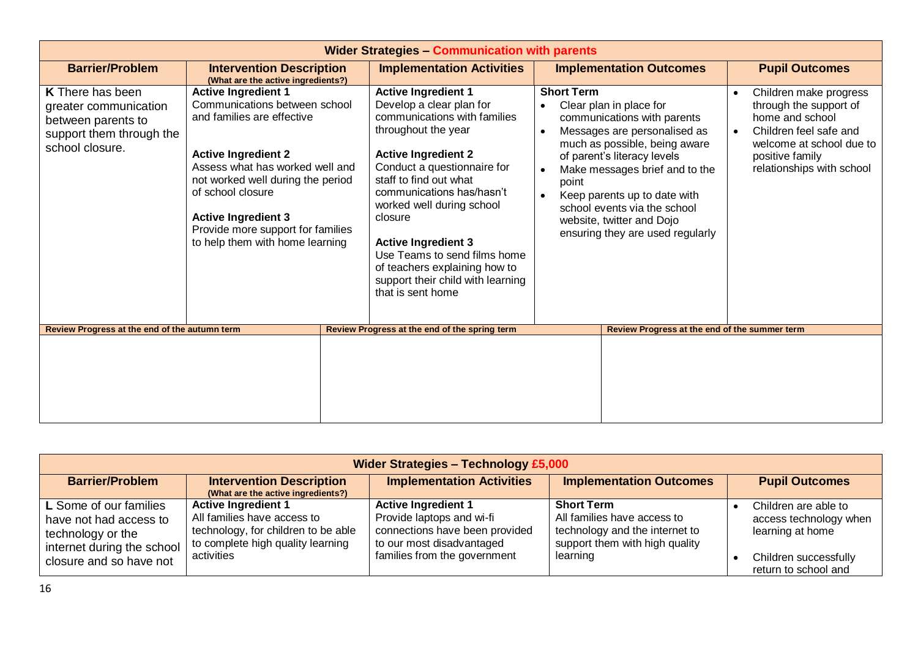| Wider Strategies – Communication with parents | | | | |
|---|---|---|---|---|
| **Barrier/Problem** | **Intervention Description** (What are the active ingredients?) | **Implementation Activities** | **Implementation Outcomes** | **Pupil Outcomes** |
| **K** There has been greater communication between parents to support them through the school closure. | **Active Ingredient 1**<br>Communications between school and families are effective<br><br>**Active Ingredient 2**<br>Assess what has worked well and not worked well during the period of school closure<br><br>**Active Ingredient 3**<br>Provide more support for families to help them with home learning | **Active Ingredient 1**<br>Develop a clear plan for communications with families throughout the year<br><br>**Active Ingredient 2**<br>Conduct a questionnaire for staff to find out what communications has/hasn't worked well during school closure<br><br>**Active Ingredient 3**<br>Use Teams to send films home of teachers explaining how to support their child with learning that is sent home | **Short Term**<br>• Clear plan in place for communications with parents<br>• Messages are personalised as much as possible, being aware of parent's literacy levels<br>• Make messages brief and to the point<br>• Keep parents up to date with school events via the school website, twitter and Dojo ensuring they are used regularly | • Children make progress through the support of home and school<br>• Children feel safe and welcome at school due to positive family relationships with school |

| Review Progress at the end of the autumn term | Review Progress at the end of the spring term | Review Progress at the end of the summer term |
|---|---|---|
| | | |

| Wider Strategies – Technology £5,000 | | | | |
|---|---|---|---|---|
| **Barrier/Problem** | **Intervention Description** (What are the active ingredients?) | **Implementation Activities** | **Implementation Outcomes** | **Pupil Outcomes** |
| **L** Some of our families have not had access to technology or the internet during the school closure and so have not | **Active Ingredient 1**<br>All families have access to technology, for children to be able to complete high quality learning activities | **Active Ingredient 1**<br>Provide laptops and wi-fi connections have been provided to our most disadvantaged families from the government | **Short Term**<br>All families have access to technology and the internet to support them with high quality learning | • Children are able to access technology when learning at home<br>• Children successfully return to school and |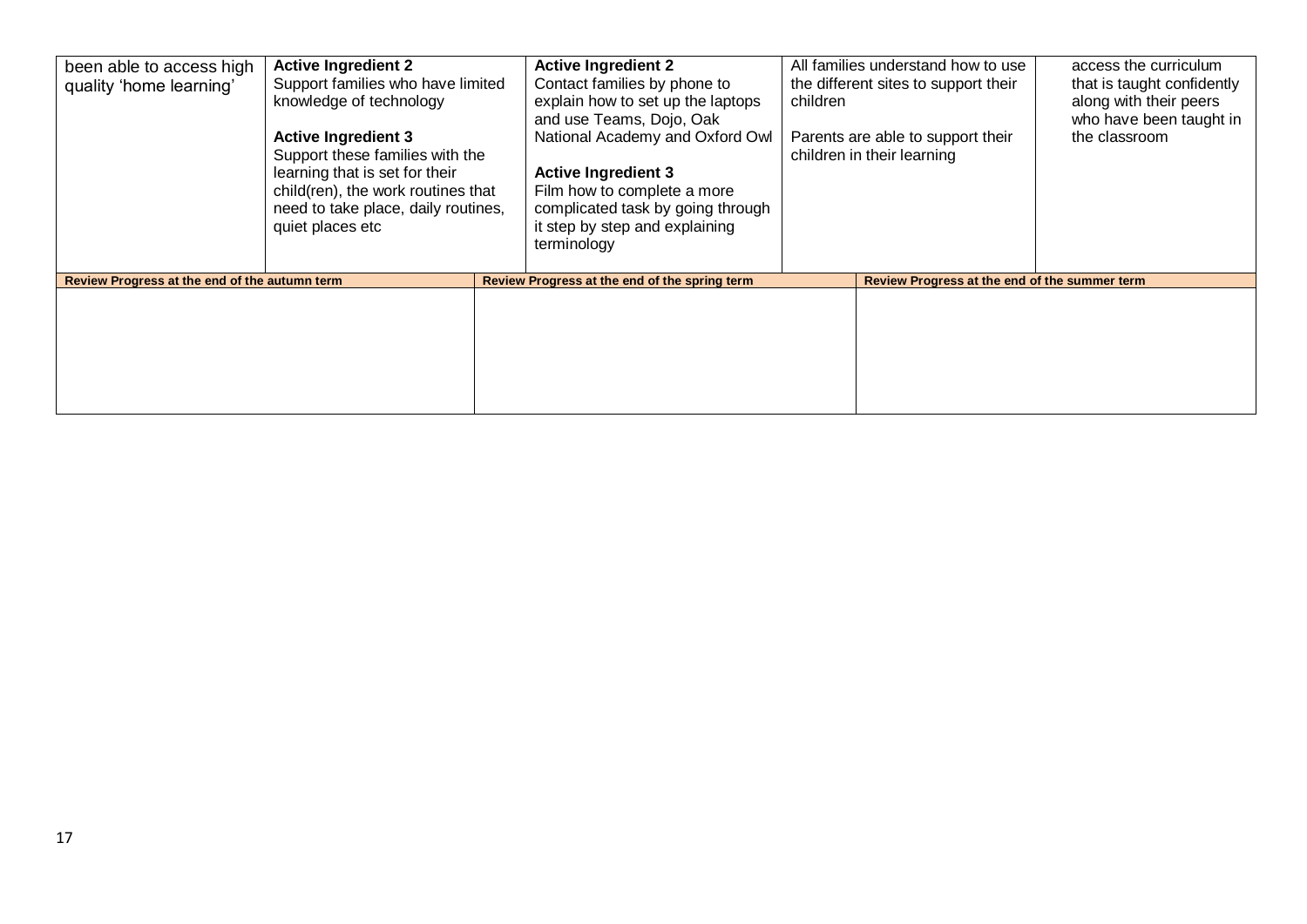| | | | | |
|---|---|---|---|---|
| been able to access high quality 'home learning' | **Active Ingredient 2**<br>Support families who have limited knowledge of technology<br><br>**Active Ingredient 3**<br>Support these families with the learning that is set for their child(ren), the work routines that need to take place, daily routines, quiet places etc | **Active Ingredient 2**<br>Contact families by phone to explain how to set up the laptops and use Teams, Dojo, Oak National Academy and Oxford Owl<br><br>**Active Ingredient 3**<br>Film how to complete a more complicated task by going through it step by step and explaining terminology | All families understand how to use the different sites to support their children<br><br>Parents are able to support their children in their learning | access the curriculum that is taught confidently along with their peers who have been taught in the classroom |

| Review Progress at the end of the autumn term | Review Progress at the end of the spring term | Review Progress at the end of the summer term |
|---|---|---|
| | | |